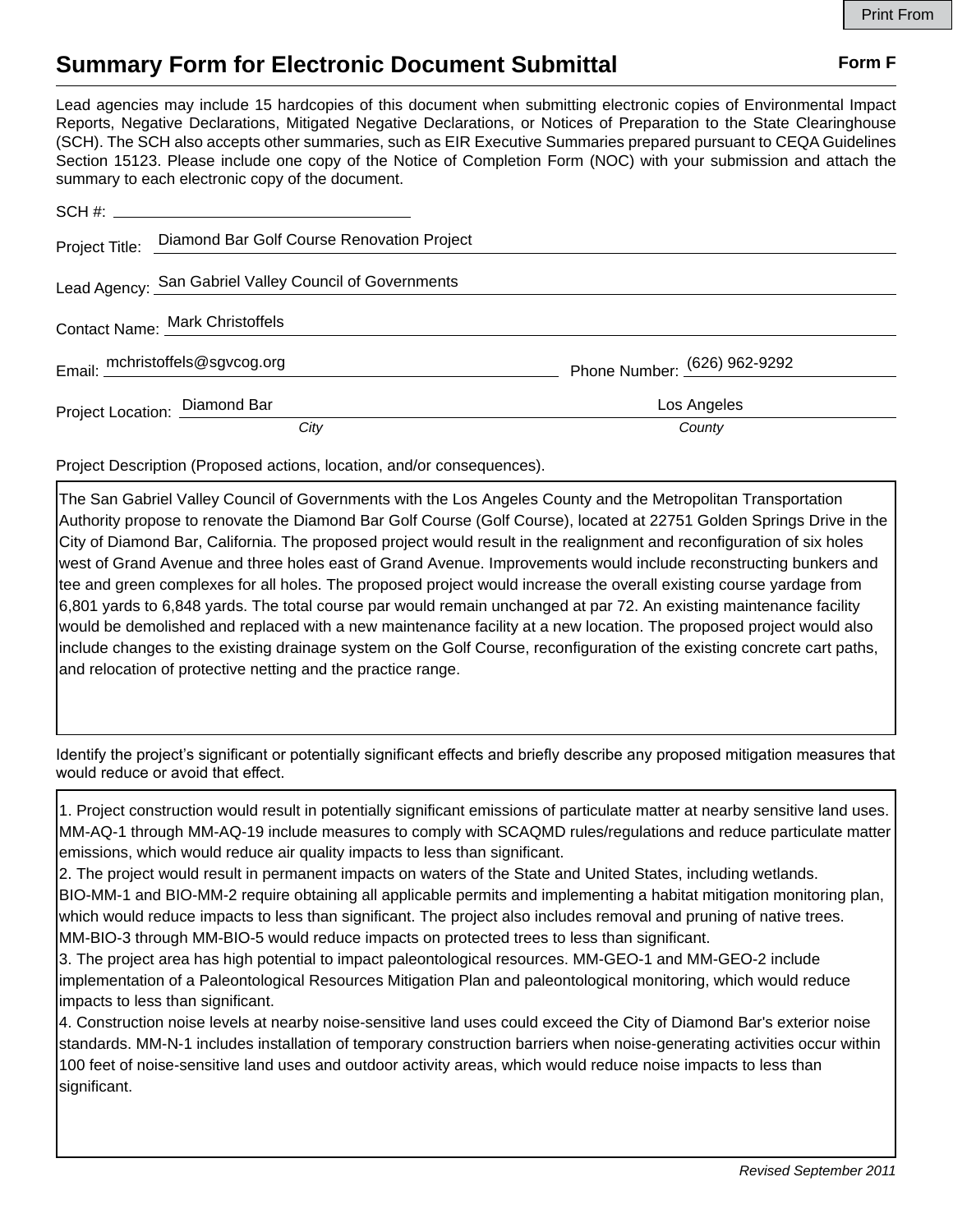# Summary Form for Electronic Document Submittal

**Form F**

Lead agencies may include 15 hardcopies of this document when submitting electronic copies of Environmental Impact Reports, Negative Declarations, Mitigated Negative Declarations, or Notices of Preparation to the State Clearinghouse (SCH). The SCH also accepts other summaries, such as EIR Executive Summaries prepared pursuant to CEQA Guidelines Section 15123. Please include one copy of the Notice of Completion Form (NOC) with your submission and attach the summary to each electronic copy of the document.

SCH #: ____________________

Project Title: Diamond Bar Golf Course Renovation Project

Lead Agency: San Gabriel Valley Council of Governments

Contact Name: Mark Christoffels

Email: mchristoffels@sgvcog.org

Phone Number: (626) 962-9292

Project Location: Diamond Bar (*City*), Los Angeles (*County*)

Project Description (Proposed actions, location, and/or consequences).

The San Gabriel Valley Council of Governments with the Los Angeles County and the Metropolitan Transportation Authority propose to renovate the Diamond Bar Golf Course (Golf Course), located at 22751 Golden Springs Drive in the City of Diamond Bar, California. The proposed project would result in the realignment and reconfiguration of six holes west of Grand Avenue and three holes east of Grand Avenue. Improvements would include reconstructing bunkers and tee and green complexes for all holes. The proposed project would increase the overall existing course yardage from 6,801 yards to 6,848 yards. The total course par would remain unchanged at par 72. An existing maintenance facility would be demolished and replaced with a new maintenance facility at a new location. The proposed project would also include changes to the existing drainage system on the Golf Course, reconfiguration of the existing concrete cart paths, and relocation of protective netting and the practice range.

Identify the project's significant or potentially significant effects and briefly describe any proposed mitigation measures that would reduce or avoid that effect.

1. Project construction would result in potentially significant emissions of particulate matter at nearby sensitive land uses. MM-AQ-1 through MM-AQ-19 include measures to comply with SCAQMD rules/regulations and reduce particulate matter emissions, which would reduce air quality impacts to less than significant.
2. The project would result in permanent impacts on waters of the State and United States, including wetlands. BIO-MM-1 and BIO-MM-2 require obtaining all applicable permits and implementing a habitat mitigation monitoring plan, which would reduce impacts to less than significant. The project also includes removal and pruning of native trees. MM-BIO-3 through MM-BIO-5 would reduce impacts on protected trees to less than significant.
3. The project area has high potential to impact paleontological resources. MM-GEO-1 and MM-GEO-2 include implementation of a Paleontological Resources Mitigation Plan and paleontological monitoring, which would reduce impacts to less than significant.
4. Construction noise levels at nearby noise-sensitive land uses could exceed the City of Diamond Bar's exterior noise standards. MM-N-1 includes installation of temporary construction barriers when noise-generating activities occur within 100 feet of noise-sensitive land uses and outdoor activity areas, which would reduce noise impacts to less than significant.

*Revised September 2011*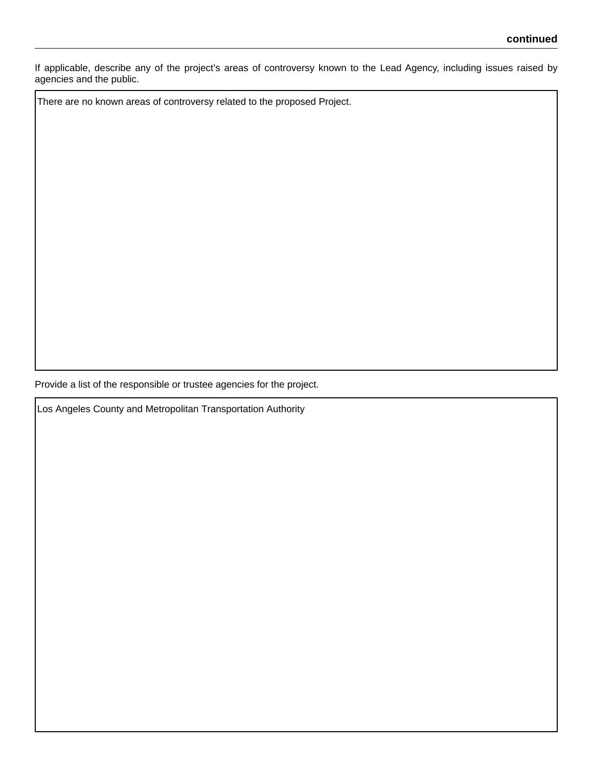**continued**

If applicable, describe any of the project's areas of controversy known to the Lead Agency, including issues raised by agencies and the public.

There are no known areas of controversy related to the proposed Project.

Provide a list of the responsible or trustee agencies for the project.

Los Angeles County and Metropolitan Transportation Authority